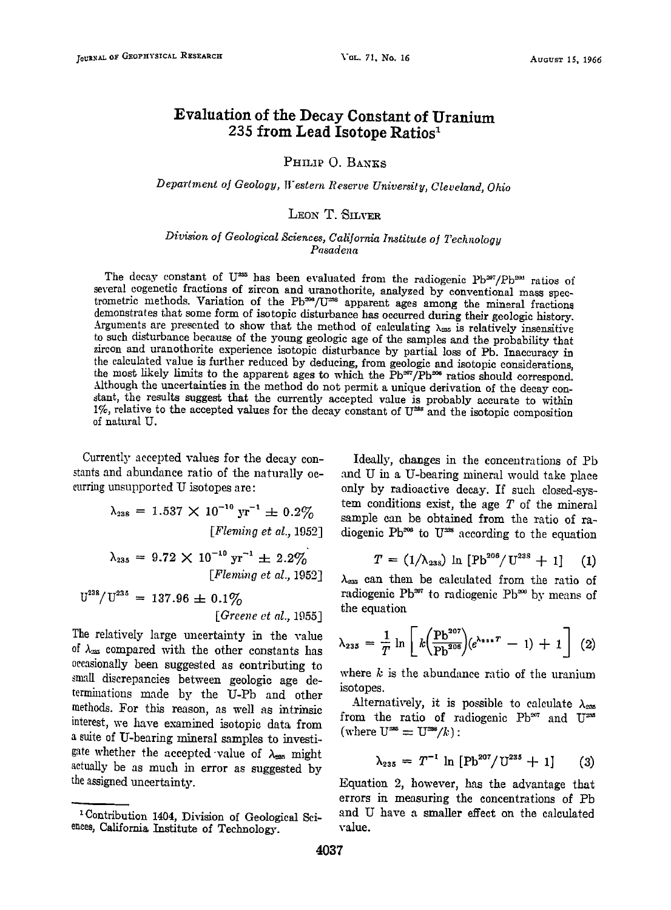# Evaluation of the Decay Constant of Uranium 235 from Lead Isotope Ratios[1]

PHILIP O. BANKS

*Department of Geology, Western Reserve University, Cleveland, Ohio*

LEON T. SILVER

*Division of Geological Sciences, California Institute of Technology Pasadena*

The decay constant of $U^{235}$ has been evaluated from the radiogenic $Pb^{207}/Pb^{206}$ ratios of several cogenetic fractions of zircon and uranothorite, analyzed by conventional mass spectrometric methods. Variation of the $Pb^{206}/U^{238}$ apparent ages among the mineral fractions demonstrates that some form of isotopic disturbance has occurred during their geologic history. Arguments are presented to show that the method of calculating $\lambda_{235}$ is relatively insensitive to such disturbance because of the young geologic age of the samples and the probability that zircon and uranothorite experience isotopic disturbance by partial loss of Pb. Inaccuracy in the calculated value is further reduced by deducing, from geologic and isotopic considerations, the most likely limits to the apparent ages to which the $Pb^{207}/Pb^{206}$ ratios should correspond. Although the uncertainties in the method do not permit a unique derivation of the decay constant, the results suggest that the currently accepted value is probably accurate to within 1%, relative to the accepted values for the decay constant of $U^{238}$ and the isotopic composition of natural U.

Currently accepted values for the decay constants and abundance ratio of the naturally occurring unsupported U isotopes are:

$$\lambda_{238} = 1.537 \times 10^{-10}\ \text{yr}^{-1} \pm 0.2\%$$

[*Fleming et al.*, 1952]

$$\lambda_{235} = 9.72 \times 10^{-10}\ \text{yr}^{-1} \pm 2.2\%$$

[*Fleming et al.*, 1952]

$$U^{238}/U^{235} = 137.96 \pm 0.1\%$$

[*Greene et al.*, 1955]

The relatively large uncertainty in the value of $\lambda_{235}$ compared with the other constants has occasionally been suggested as contributing to small discrepancies between geologic age determinations made by the U-Pb and other methods. For this reason, as well as intrinsic interest, we have examined isotopic data from a suite of U-bearing mineral samples to investigate whether the accepted value of $\lambda_{235}$ might actually be as much in error as suggested by the assigned uncertainty.

Ideally, changes in the concentrations of Pb and U in a U-bearing mineral would take place only by radioactive decay. If such closed-system conditions exist, the age $T$ of the mineral sample can be obtained from the ratio of radiogenic $Pb^{206}$ to $U^{238}$ according to the equation

$$T = (1/\lambda_{238}) \ln \left[Pb^{206}/U^{238} + 1\right] \quad (1)$$

$\lambda_{235}$ can then be calculated from the ratio of radiogenic $Pb^{207}$ to radiogenic $Pb^{206}$ by means of the equation

$$\lambda_{235} = \frac{1}{T} \ln \left[ k\left(\frac{Pb^{207}}{Pb^{206}}\right)(e^{\lambda_{238}T} - 1) + 1 \right] \quad (2)$$

where $k$ is the abundance ratio of the uranium isotopes.

Alternatively, it is possible to calculate $\lambda_{235}$ from the ratio of radiogenic $Pb^{207}$ and $U^{235}$ (where $U^{235} = U^{238}/k$):

$$\lambda_{235} = T^{-1} \ln \left[Pb^{207}/U^{235} + 1\right] \quad (3)$$

Equation 2, however, has the advantage that errors in measuring the concentrations of Pb and U have a smaller effect on the calculated value.

[1] Contribution 1404, Division of Geological Sciences, California Institute of Technology.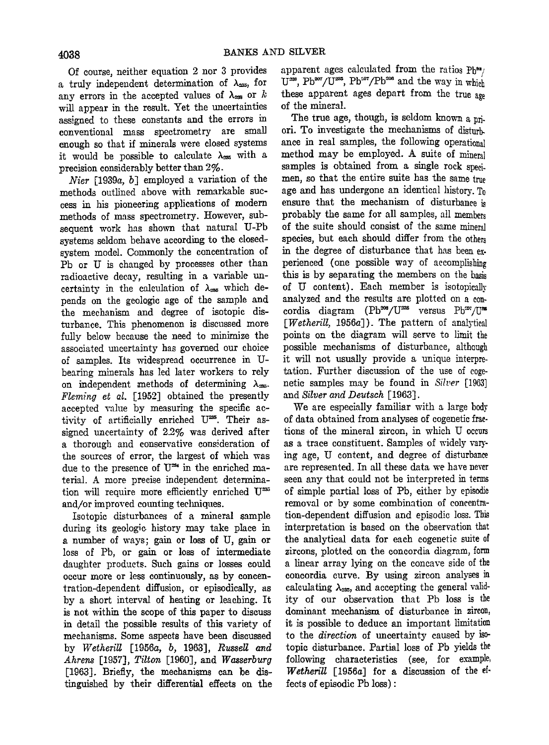Of course, neither equation 2 nor 3 provides a truly independent determination of $\lambda_{235}$, for any errors in the accepted values of $\lambda_{238}$ or $k$ will appear in the result. Yet the uncertainties assigned to these constants and the errors in conventional mass spectrometry are small enough so that if minerals were closed systems it would be possible to calculate $\lambda_{235}$ with a precision considerably better than 2%.

*Nier* [1939*a*, *b*] employed a variation of the methods outlined above with remarkable success in his pioneering applications of modern methods of mass spectrometry. However, subsequent work has shown that natural U-Pb systems seldom behave according to the closed-system model. Commonly the concentration of Pb or U is changed by processes other than radioactive decay, resulting in a variable uncertainty in the calculation of $\lambda_{235}$ which depends on the geologic age of the sample and the mechanism and degree of isotopic disturbance. This phenomenon is discussed more fully below because the need to minimize the associated uncertainty has governed our choice of samples. Its widespread occurrence in U-bearing minerals has led later workers to rely on independent methods of determining $\lambda_{235}$. *Fleming et al.* [1952] obtained the presently accepted value by measuring the specific activity of artificially enriched $U^{235}$. Their assigned uncertainty of 2.2% was derived after a thorough and conservative consideration of the sources of error, the largest of which was due to the presence of $U^{234}$ in the enriched material. A more precise independent determination will require more efficiently enriched $U^{235}$ and/or improved counting techniques.

Isotopic disturbances of a mineral sample during its geologic history may take place in a number of ways; gain or loss of U, gain or loss of Pb, or gain or loss of intermediate daughter products. Such gains or losses could occur more or less continuously, as by concentration-dependent diffusion, or episodically, as by a short interval of heating or leaching. It is not within the scope of this paper to discuss in detail the possible results of this variety of mechanisms. Some aspects have been discussed by *Wetherill* [1956*a*, *b*, 1963], *Russell and Ahrens* [1957], *Tilton* [1960], and *Wasserburg* [1963]. Briefly, the mechanisms can be distinguished by their differential effects on the apparent ages calculated from the ratios $Pb^{206}/U^{238}$, $Pb^{207}/U^{235}$, $Pb^{207}/Pb^{206}$ and the way in which these apparent ages depart from the true age of the mineral.

The true age, though, is seldom known a priori. To investigate the mechanisms of disturbance in real samples, the following operational method may be employed. A suite of mineral samples is obtained from a single rock specimen, so that the entire suite has the same true age and has undergone an identical history. To ensure that the mechanism of disturbance is probably the same for all samples, all members of the suite should consist of the same mineral species, but each should differ from the others in the degree of disturbance that has been experienced (one possible way of accomplishing this is by separating the members on the basis of U content). Each member is isotopically analyzed and the results are plotted on a concordia diagram ($Pb^{206}/U^{238}$ versus $Pb^{207}/U^{235}$ [*Wetherill*, 1956*a*]). The pattern of analytical points on the diagram will serve to limit the possible mechanisms of disturbance, although it will not usually provide a unique interpretation. Further discussion of the use of cogenetic samples may be found in *Silver* [1963] and *Silver and Deutsch* [1963].

We are especially familiar with a large body of data obtained from analyses of cogenetic fractions of the mineral zircon, in which U occurs as a trace constituent. Samples of widely varying age, U content, and degree of disturbance are represented. In all these data we have never seen any that could not be interpreted in terms of simple partial loss of Pb, either by episodic removal or by some combination of concentration-dependent diffusion and episodic loss. This interpretation is based on the observation that the analytical data for each cogenetic suite of zircons, plotted on the concordia diagram, form a linear array lying on the concave side of the concordia curve. By using zircon analyses in calculating $\lambda_{235}$, and accepting the general validity of our observation that Pb loss is the dominant mechanism of disturbance in zircon, it is possible to deduce an important limitation to the *direction* of uncertainty caused by isotopic disturbance. Partial loss of Pb yields the following characteristics (see, for example, *Wetherill* [1956*a*] for a discussion of the effects of episodic Pb loss):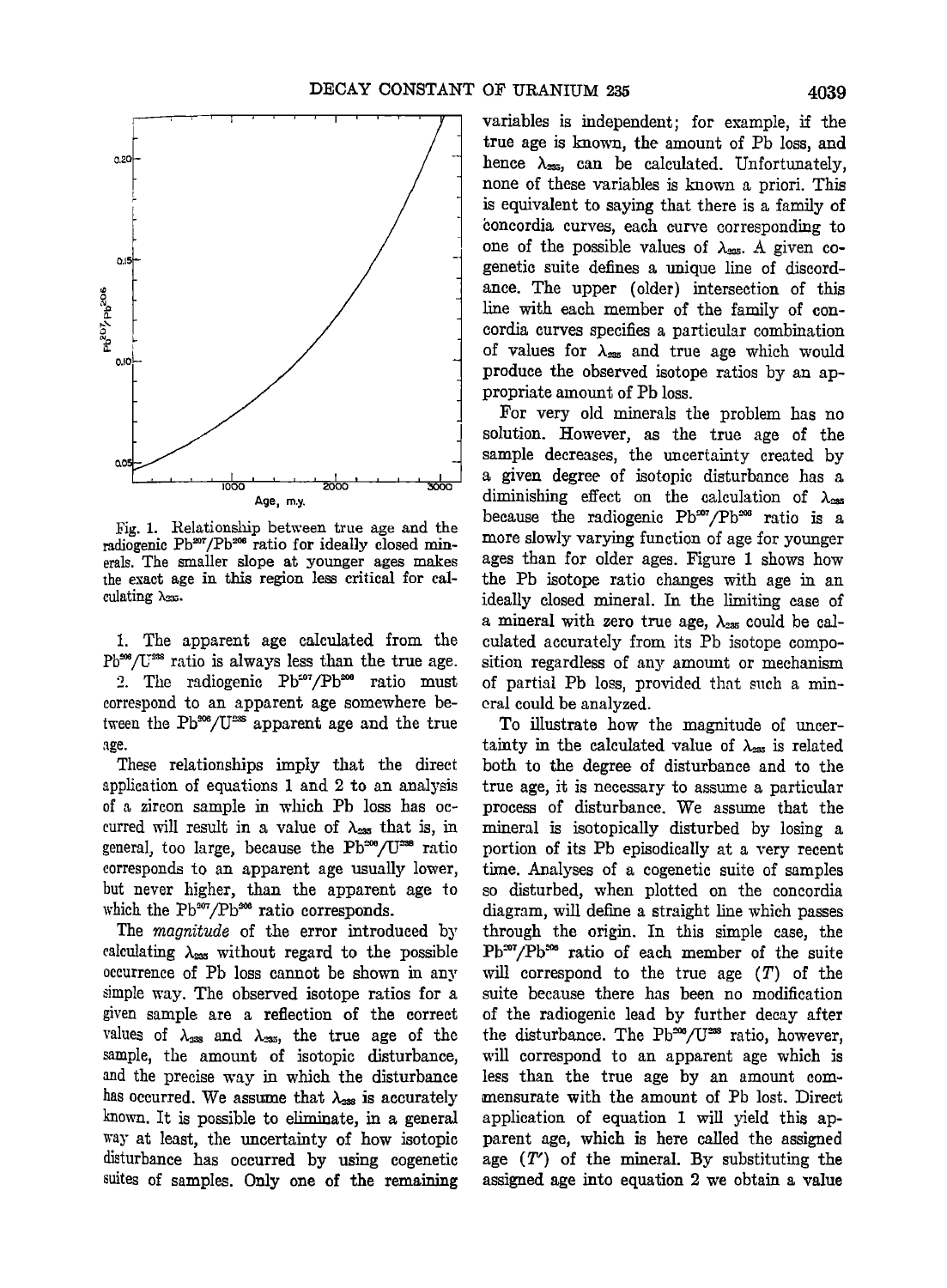Fig. 1. Relationship between true age and the radiogenic $Pb^{207}/Pb^{206}$ ratio for ideally closed minerals. The smaller slope at younger ages makes the exact age in this region less critical for calculating $\lambda_{235}$.

1. The apparent age calculated from the $Pb^{206}/U^{238}$ ratio is always less than the true age.

2. The radiogenic $Pb^{207}/Pb^{206}$ ratio must correspond to an apparent age somewhere between the $Pb^{206}/U^{238}$ apparent age and the true age.

These relationships imply that the direct application of equations 1 and 2 to an analysis of a zircon sample in which Pb loss has occurred will result in a value of $\lambda_{235}$ that is, in general, too large, because the $Pb^{206}/U^{238}$ ratio corresponds to an apparent age usually lower, but never higher, than the apparent age to which the $Pb^{207}/Pb^{206}$ ratio corresponds.

The *magnitude* of the error introduced by calculating $\lambda_{235}$ without regard to the possible occurrence of Pb loss cannot be shown in any simple way. The observed isotope ratios for a given sample are a reflection of the correct values of $\lambda_{238}$ and $\lambda_{235}$, the true age of the sample, the amount of isotopic disturbance, and the precise way in which the disturbance has occurred. We assume that $\lambda_{238}$ is accurately known. It is possible to eliminate, in a general way at least, the uncertainty of how isotopic disturbance has occurred by using cogenetic suites of samples. Only one of the remaining variables is independent; for example, if the true age is known, the amount of Pb loss, and hence $\lambda_{235}$, can be calculated. Unfortunately, none of these variables is known a priori. This is equivalent to saying that there is a family of concordia curves, each curve corresponding to one of the possible values of $\lambda_{235}$. A given cogenetic suite defines a unique line of discordance. The upper (older) intersection of this line with each member of the family of concordia curves specifies a particular combination of values for $\lambda_{235}$ and true age which would produce the observed isotope ratios by an appropriate amount of Pb loss.

For very old minerals the problem has no solution. However, as the true age of the sample decreases, the uncertainty created by a given degree of isotopic disturbance has a diminishing effect on the calculation of $\lambda_{235}$ because the radiogenic $Pb^{207}/Pb^{206}$ ratio is a more slowly varying function of age for younger ages than for older ages. Figure 1 shows how the Pb isotope ratio changes with age in an ideally closed mineral. In the limiting case of a mineral with zero true age, $\lambda_{235}$ could be calculated accurately from its Pb isotope composition regardless of any amount or mechanism of partial Pb loss, provided that such a mineral could be analyzed.

To illustrate how the magnitude of uncertainty in the calculated value of $\lambda_{235}$ is related both to the degree of disturbance and to the true age, it is necessary to assume a particular process of disturbance. We assume that the mineral is isotopically disturbed by losing a portion of its Pb episodically at a very recent time. Analyses of a cogenetic suite of samples so disturbed, when plotted on the concordia diagram, will define a straight line which passes through the origin. In this simple case, the $Pb^{207}/Pb^{206}$ ratio of each member of the suite will correspond to the true age ($T$) of the suite because there has been no modification of the radiogenic lead by further decay after the disturbance. The $Pb^{206}/U^{238}$ ratio, however, will correspond to an apparent age which is less than the true age by an amount commensurate with the amount of Pb lost. Direct application of equation 1 will yield this apparent age, which is here called the assigned age ($T'$) of the mineral. By substituting the assigned age into equation 2 we obtain a value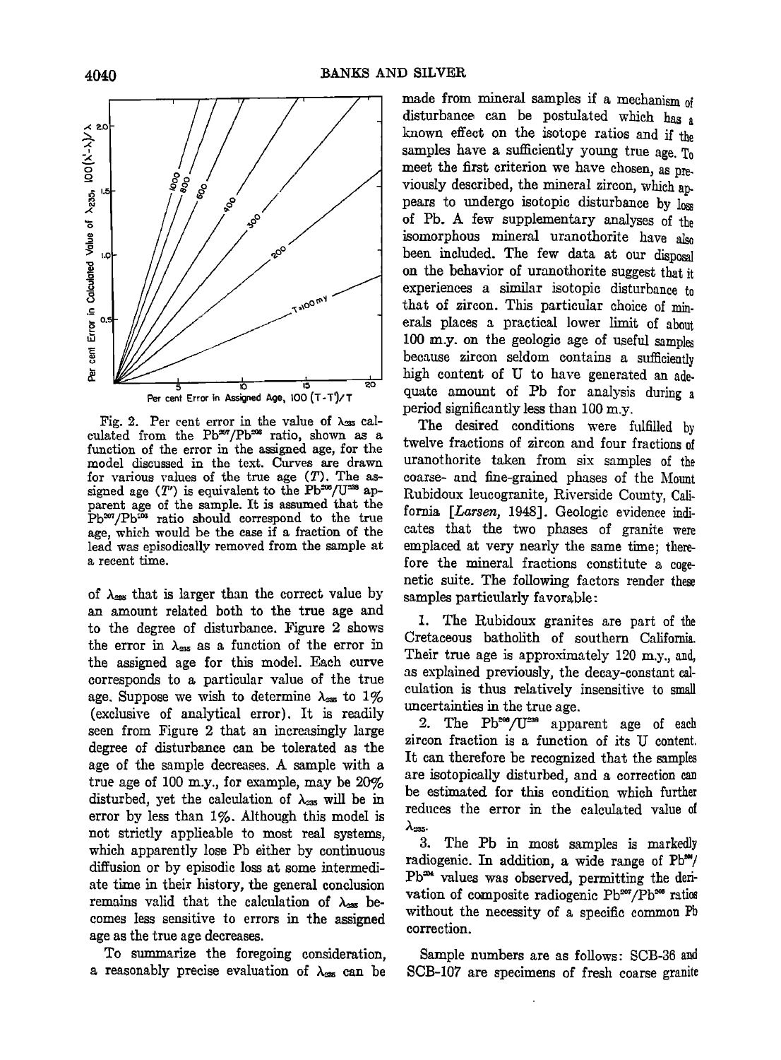Fig. 2. Per cent error in the value of $\lambda_{235}$ calculated from the $Pb^{207}/Pb^{206}$ ratio, shown as a function of the error in the assigned age, for the model discussed in the text. Curves are drawn for various values of the true age ($T$). The assigned age ($T'$) is equivalent to the $Pb^{206}/U^{238}$ apparent age of the sample. It is assumed that the $Pb^{207}/Pb^{206}$ ratio should correspond to the true age, which would be the case if a fraction of the lead was episodically removed from the sample at a recent time.

of $\lambda_{235}$ that is larger than the correct value by an amount related both to the true age and to the degree of disturbance. Figure 2 shows the error in $\lambda_{235}$ as a function of the error in the assigned age for this model. Each curve corresponds to a particular value of the true age. Suppose we wish to determine $\lambda_{235}$ to 1% (exclusive of analytical error). It is readily seen from Figure 2 that an increasingly large degree of disturbance can be tolerated as the age of the sample decreases. A sample with a true age of 100 m.y., for example, may be 20% disturbed, yet the calculation of $\lambda_{235}$ will be in error by less than 1%. Although this model is not strictly applicable to most real systems, which apparently lose Pb either by continuous diffusion or by episodic loss at some intermediate time in their history, the general conclusion remains valid that the calculation of $\lambda_{235}$ becomes less sensitive to errors in the assigned age as the true age decreases.

To summarize the foregoing consideration, a reasonably precise evaluation of $\lambda_{235}$ can be made from mineral samples if a mechanism of disturbance can be postulated which has a known effect on the isotope ratios and if the samples have a sufficiently young true age. To meet the first criterion we have chosen, as previously described, the mineral zircon, which appears to undergo isotopic disturbance by loss of Pb. A few supplementary analyses of the isomorphous mineral uranothorite have also been included. The few data at our disposal on the behavior of uranothorite suggest that it experiences a similar isotopic disturbance to that of zircon. This particular choice of minerals places a practical lower limit of about 100 m.y. on the geologic age of useful samples because zircon seldom contains a sufficiently high content of U to have generated an adequate amount of Pb for analysis during a period significantly less than 100 m.y.

The desired conditions were fulfilled by twelve fractions of zircon and four fractions of uranothorite taken from six samples of the coarse- and fine-grained phases of the Mount Rubidoux leucogranite, Riverside County, California [*Larsen*, 1948]. Geologic evidence indicates that the two phases of granite were emplaced at very nearly the same time; therefore the mineral fractions constitute a cogenetic suite. The following factors render these samples particularly favorable:

1. The Rubidoux granites are part of the Cretaceous batholith of southern California. Their true age is approximately 120 m.y., and, as explained previously, the decay-constant calculation is thus relatively insensitive to small uncertainties in the true age.

2. The $Pb^{206}/U^{238}$ apparent age of each zircon fraction is a function of its U content. It can therefore be recognized that the samples are isotopically disturbed, and a correction can be estimated for this condition which further reduces the error in the calculated value of $\lambda_{235}$.

3. The Pb in most samples is markedly radiogenic. In addition, a wide range of $Pb^{206}/Pb^{204}$ values was observed, permitting the derivation of composite radiogenic $Pb^{207}/Pb^{206}$ ratios without the necessity of a specific common Pb correction.

Sample numbers are as follows: SCB-36 and SCB-107 are specimens of fresh coarse granite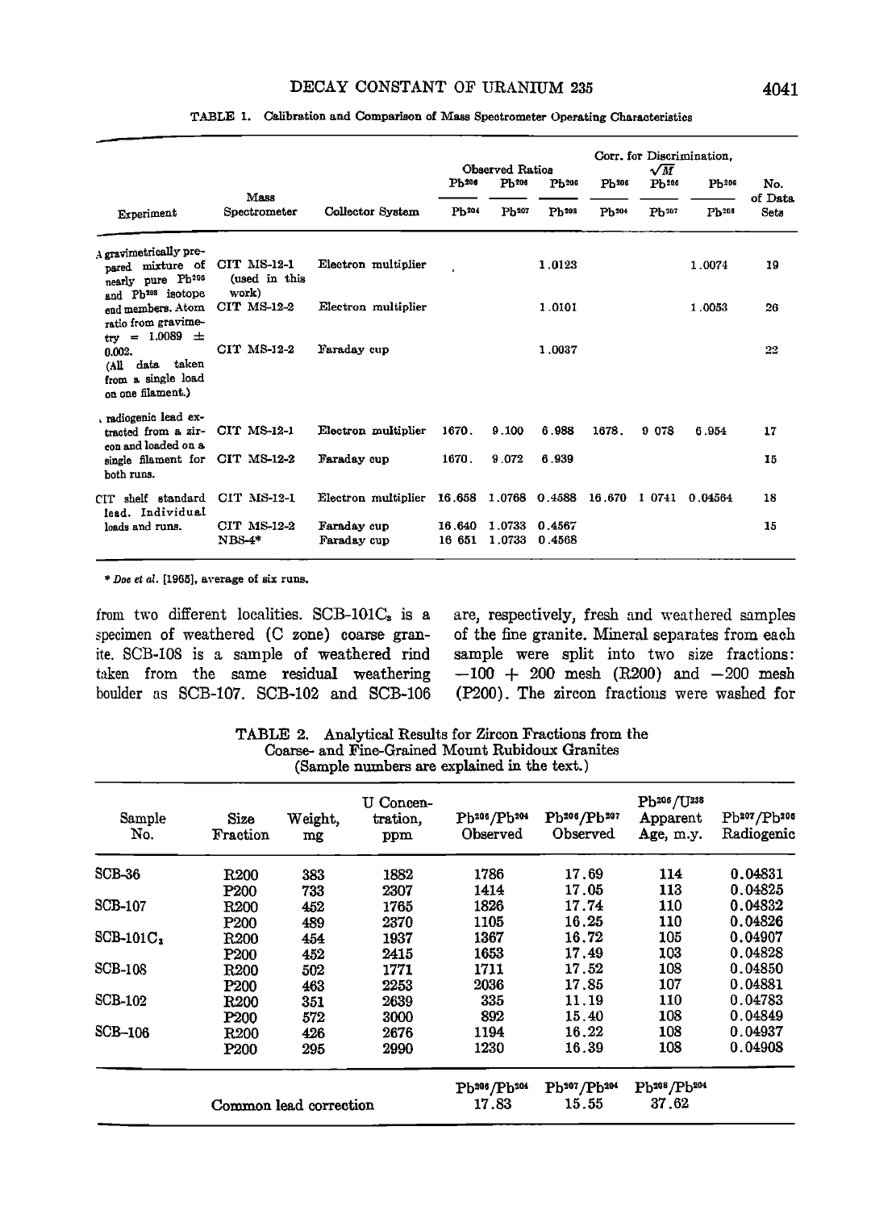TABLE 1. Calibration and Comparison of Mass Spectrometer Operating Characteristics

| Experiment | Mass Spectrometer | Collector System | Observed Ratios $Pb^{206}/Pb^{204}$ | Observed Ratios $Pb^{206}/Pb^{207}$ | Observed Ratios $Pb^{206}/Pb^{208}$ | Corr. for Discrimination, $\sqrt{M}$ $Pb^{206}/Pb^{204}$ | Corr. for Discrimination, $\sqrt{M}$ $Pb^{206}/Pb^{207}$ | Corr. for Discrimination, $\sqrt{M}$ $Pb^{206}/Pb^{208}$ | No. of Data Sets |
|---|---|---|---|---|---|---|---|---|---|
| A gravimetrically prepared mixture of nearly pure $Pb^{206}$ and $Pb^{208}$ isotope end members. Atom ratio from gravimetry = 1.0089 ± 0.002. (All data taken from a single load on one filament.) | CIT MS-12-1 (used in this work) | Electron multiplier | | | 1.0123 | | | 1.0074 | 19 |
| | CIT MS-12-2 | Electron multiplier | | | 1.0101 | | | 1.0053 | 26 |
| | CIT MS-12-2 | Faraday cup | | | 1.0037 | | | | 22 |
| A radiogenic lead extracted from a zircon and loaded on a single filament for both runs. | CIT MS-12-1 | Electron multiplier | 1670. | 9.100 | 6.988 | 1678. | 9.078 | 6.954 | 17 |
| | CIT MS-12-2 | Faraday cup | 1670. | 9.072 | 6.939 | | | | 15 |
| CIT shelf standard lead. Individual loads and runs. | CIT MS-12-1 | Electron multiplier | 16.658 | 1.0768 | 0.4588 | 16.670 | 1.0741 | 0.04564 | 18 |
| | CIT MS-12-2 | Faraday cup | 16.640 | 1.0733 | 0.4567 | | | | 15 |
| | NBS-4* | Faraday cup | 16.651 | 1.0733 | 0.4568 | | | | |

\* *Doe et al.* [1965], average of six runs.

from two different localities. SCB-101C$_3$ is a specimen of weathered (C zone) coarse granite. SCB-108 is a sample of weathered rind taken from the same residual weathering boulder as SCB-107. SCB-102 and SCB-106 are, respectively, fresh and weathered samples of the fine granite. Mineral separates from each sample were split into two size fractions: −100 + 200 mesh (R200) and −200 mesh (P200). The zircon fractions were washed for

TABLE 2. Analytical Results for Zircon Fractions from the Coarse- and Fine-Grained Mount Rubidoux Granites (Sample numbers are explained in the text.)

| Sample No. | Size Fraction | Weight, mg | U Concentration, ppm | $Pb^{206}/Pb^{204}$ Observed | $Pb^{206}/Pb^{207}$ Observed | $Pb^{206}/U^{238}$ Apparent Age, m.y. | $Pb^{207}/Pb^{206}$ Radiogenic |
|---|---|---|---|---|---|---|---|
| SCB-36 | R200 | 383 | 1882 | 1786 | 17.69 | 114 | 0.04831 |
| | P200 | 733 | 2307 | 1414 | 17.05 | 113 | 0.04825 |
| SCB-107 | R200 | 452 | 1765 | 1826 | 17.74 | 110 | 0.04832 |
| | P200 | 489 | 2370 | 1105 | 16.25 | 110 | 0.04826 |
| SCB-101C$_3$ | R200 | 454 | 1937 | 1367 | 16.72 | 105 | 0.04907 |
| | P200 | 452 | 2415 | 1653 | 17.49 | 103 | 0.04828 |
| SCB-108 | R200 | 502 | 1771 | 1711 | 17.52 | 108 | 0.04850 |
| | P200 | 463 | 2253 | 2036 | 17.85 | 107 | 0.04881 |
| SCB-102 | R200 | 351 | 2639 | 335 | 11.19 | 110 | 0.04783 |
| | P200 | 572 | 3000 | 892 | 15.40 | 108 | 0.04849 |
| SCB-106 | R200 | 426 | 2676 | 1194 | 16.22 | 108 | 0.04937 |
| | P200 | 295 | 2990 | 1230 | 16.39 | 108 | 0.04908 |
| | | | | $Pb^{206}/Pb^{204}$ | $Pb^{207}/Pb^{204}$ | $Pb^{208}/Pb^{204}$ | |
| Common lead correction | | | | 17.83 | 15.55 | 37.62 | |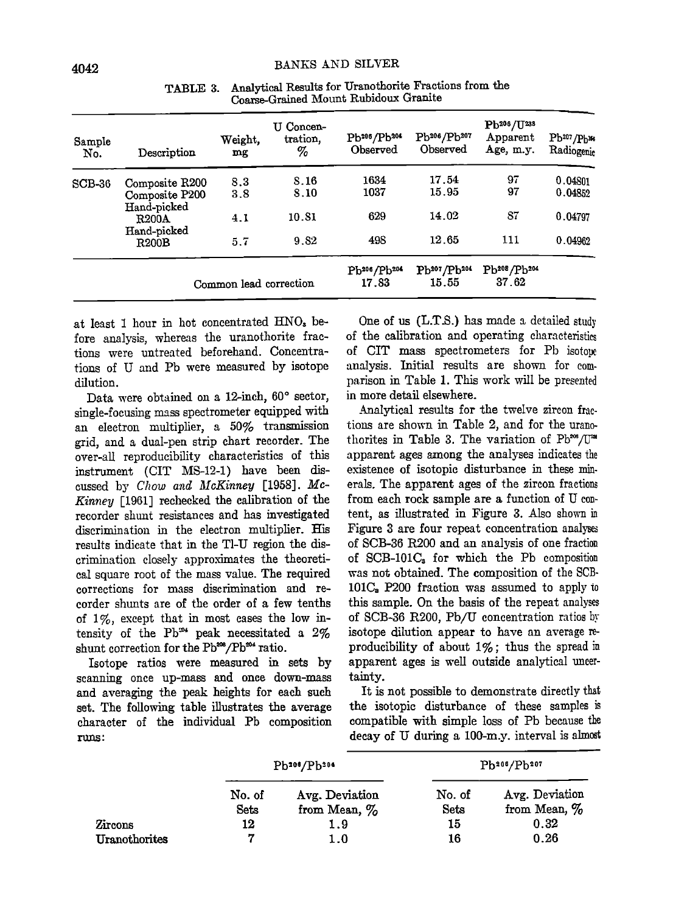TABLE 3. Analytical Results for Uranothorite Fractions from the Coarse-Grained Mount Rubidoux Granite

| Sample No. | Description | Weight, mg | U Concentration, % | $Pb^{206}/Pb^{204}$ Observed | $Pb^{206}/Pb^{207}$ Observed | $Pb^{206}/U^{238}$ Apparent Age, m.y. | $Pb^{207}/Pb^{206}$ Radiogenic |
|---|---|---|---|---|---|---|---|
| SCB-36 | Composite R200 | 8.3 | 8.16 | 1634 | 17.54 | 97 | 0.04801 |
| | Composite P200 | 3.8 | 8.10 | 1037 | 15.95 | 97 | 0.04852 |
| | Hand-picked R200A | 4.1 | 10.81 | 629 | 14.02 | 87 | 0.04797 |
| | Hand-picked R200B | 5.7 | 9.82 | 498 | 12.65 | 111 | 0.04962 |
| | | | | $Pb^{206}/Pb^{204}$ | $Pb^{207}/Pb^{204}$ | $Pb^{208}/Pb^{204}$ | |
| | Common lead correction | | | 17.83 | 15.55 | 37.62 | |

at least 1 hour in hot concentrated $HNO_3$ before analysis, whereas the uranothorite fractions were untreated beforehand. Concentrations of U and Pb were measured by isotope dilution.

Data were obtained on a 12-inch, 60° sector, single-focusing mass spectrometer equipped with an electron multiplier, a 50% transmission grid, and a dual-pen strip chart recorder. The over-all reproducibility characteristics of this instrument (CIT MS-12-1) have been discussed by *Chow and McKinney* [1958]. *McKinney* [1961] rechecked the calibration of the recorder shunt resistances and has investigated discrimination in the electron multiplier. His results indicate that in the Tl-U region the discrimination closely approximates the theoretical square root of the mass value. The required corrections for mass discrimination and recorder shunts are of the order of a few tenths of 1%, except that in most cases the low intensity of the $Pb^{204}$ peak necessitated a 2% shunt correction for the $Pb^{206}/Pb^{204}$ ratio.

Isotope ratios were measured in sets by scanning once up-mass and once down-mass and averaging the peak heights for each such set. The following table illustrates the average character of the individual Pb composition runs:

| | $Pb^{206}/Pb^{204}$ | | $Pb^{206}/Pb^{207}$ | |
|---|---|---|---|---|
| | No. of Sets | Avg. Deviation from Mean, % | No. of Sets | Avg. Deviation from Mean, % |
| Zircons | 12 | 1.9 | 15 | 0.32 |
| Uranothorites | 7 | 1.0 | 16 | 0.26 |

One of us (L.T.S.) has made a detailed study of the calibration and operating characteristics of CIT mass spectrometers for Pb isotope analysis. Initial results are shown for comparison in Table 1. This work will be presented in more detail elsewhere.

Analytical results for the twelve zircon fractions are shown in Table 2, and for the uranothorites in Table 3. The variation of $Pb^{206}/U^{238}$ apparent ages among the analyses indicates the existence of isotopic disturbance in these minerals. The apparent ages of the zircon fractions from each rock sample are a function of U content, as illustrated in Figure 3. Also shown in Figure 3 are four repeat concentration analyses of SCB-36 R200 and an analysis of one fraction of SCB-101$C_3$ for which the Pb composition was not obtained. The composition of the SCB-101$C_3$ P200 fraction was assumed to apply to this sample. On the basis of the repeat analyses of SCB-36 R200, Pb/U concentration ratios by isotope dilution appear to have an average reproducibility of about 1%; thus the spread in apparent ages is well outside analytical uncertainty.

It is not possible to demonstrate directly that the isotopic disturbance of these samples is compatible with simple loss of Pb because the decay of U during a 100-m.y. interval is almost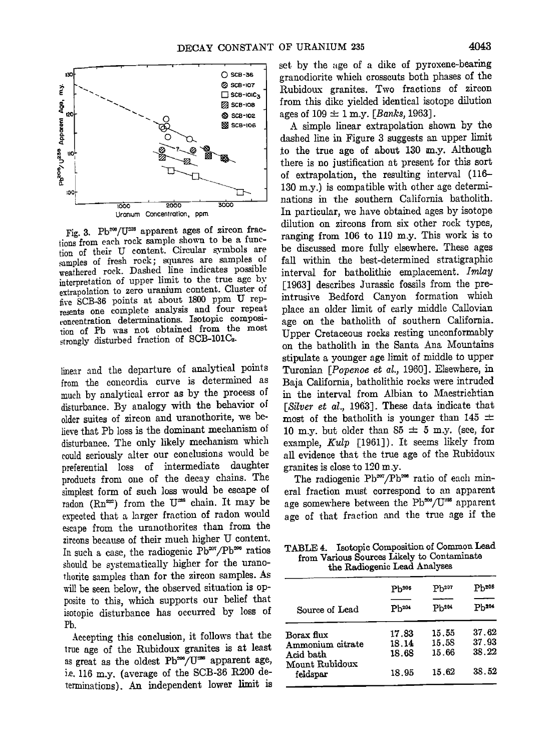Fig. 3. $Pb^{206}/U^{238}$ apparent ages of zircon fractions from each rock sample shown to be a function of their U content. Circular symbols are samples of fresh rock; squares are samples of weathered rock. Dashed line indicates possible interpretation of upper limit to the true age by extrapolation to zero uranium content. Cluster of five SCB-36 points at about 1800 ppm U represents one complete analysis and four repeat concentration determinations. Isotopic composition of Pb was not obtained from the most strongly disturbed fraction of SCB-101C₃.

linear and the departure of analytical points from the concordia curve is determined as much by analytical error as by the process of disturbance. By analogy with the behavior of older suites of zircon and uranothorite, we believe that Pb loss is the dominant mechanism of disturbance. The only likely mechanism which could seriously alter our conclusions would be preferential loss of intermediate daughter products from one of the decay chains. The simplest form of such loss would be escape of radon ($Rn^{222}$) from the $U^{238}$ chain. It may be expected that a larger fraction of radon would escape from the uranothorites than from the zircons because of their much higher U content. In such a case, the radiogenic $Pb^{207}/Pb^{206}$ ratios should be systematically higher for the uranothorite samples than for the zircon samples. As will be seen below, the observed situation is opposite to this, which supports our belief that isotopic disturbance has occurred by loss of Pb.

Accepting this conclusion, it follows that the true age of the Rubidoux granites is at least as great as the oldest $Pb^{206}/U^{238}$ apparent age, i.e. 116 m.y. (average of the SCB-36 R200 determinations). An independent lower limit is set by the age of a dike of pyroxene-bearing granodiorite which crosscuts both phases of the Rubidoux granites. Two fractions of zircon from this dike yielded identical isotope dilution ages of 109 ± 1 m.y. [*Banks*, 1963].

A simple linear extrapolation shown by the dashed line in Figure 3 suggests an upper limit to the true age of about 130 m.y. Although there is no justification at present for this sort of extrapolation, the resulting interval (116–130 m.y.) is compatible with other age determinations in the southern California batholith. In particular, we have obtained ages by isotope dilution on zircons from six other rock types, ranging from 106 to 119 m.y. This work is to be discussed more fully elsewhere. These ages fall within the best-determined stratigraphic interval for batholithic emplacement. *Imlay* [1963] describes Jurassic fossils from the pre-intrusive Bedford Canyon formation which place an older limit of early middle Callovian age on the batholith of southern California. Upper Cretaceous rocks resting unconformably on the batholith in the Santa Ana Mountains stipulate a younger age limit of middle to upper Turonian [*Popenoe et al.*, 1960]. Elsewhere, in Baja California, batholithic rocks were intruded in the interval from Albian to Maestrichtian [*Silver et al.*, 1963]. These data indicate that most of the batholith is younger than 145 ± 10 m.y. but older than 85 ± 5 m.y. (see, for example, *Kulp* [1961]). It seems likely from all evidence that the true age of the Rubidoux granites is close to 120 m.y.

The radiogenic $Pb^{207}/Pb^{206}$ ratio of each mineral fraction must correspond to an apparent age somewhere between the $Pb^{206}/U^{238}$ apparent age of that fraction and the true age if the

TABLE 4. Isotopic Composition of Common Lead from Various Sources Likely to Contaminate the Radiogenic Lead Analyses

| Source of Lead | $Pb^{206}/Pb^{204}$ | $Pb^{207}/Pb^{204}$ | $Pb^{208}/Pb^{204}$ |
|---|---|---|---|
| Borax flux | 17.83 | 15.55 | 37.62 |
| Ammonium citrate | 18.14 | 15.58 | 37.93 |
| Acid bath | 18.68 | 15.66 | 38.22 |
| Mount Rubidoux feldspar | 18.95 | 15.62 | 38.52 |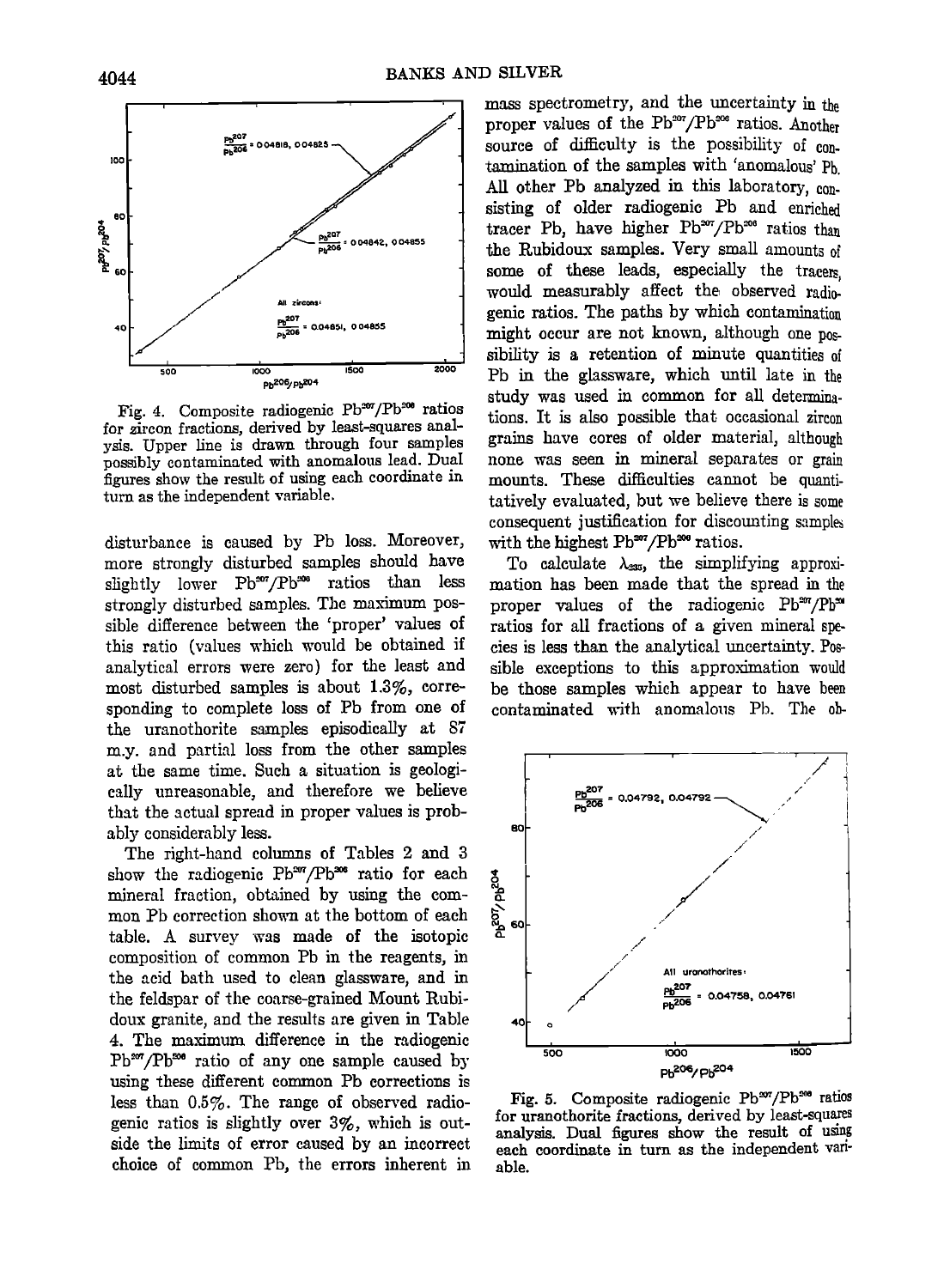Fig. 4. Composite radiogenic $Pb^{207}/Pb^{206}$ ratios for zircon fractions, derived by least-squares analysis. Upper line is drawn through four samples possibly contaminated with anomalous lead. Dual figures show the result of using each coordinate in turn as the independent variable.

disturbance is caused by Pb loss. Moreover, more strongly disturbed samples should have slightly lower $Pb^{207}/Pb^{206}$ ratios than less strongly disturbed samples. The maximum possible difference between the 'proper' values of this ratio (values which would be obtained if analytical errors were zero) for the least and most disturbed samples is about 1.3%, corresponding to complete loss of Pb from one of the uranothorite samples episodically at 87 m.y. and partial loss from the other samples at the same time. Such a situation is geologically unreasonable, and therefore we believe that the actual spread in proper values is probably considerably less.

The right-hand columns of Tables 2 and 3 show the radiogenic $Pb^{207}/Pb^{206}$ ratio for each mineral fraction, obtained by using the common Pb correction shown at the bottom of each table. A survey was made of the isotopic composition of common Pb in the reagents, in the acid bath used to clean glassware, and in the feldspar of the coarse-grained Mount Rubidoux granite, and the results are given in Table 4. The maximum difference in the radiogenic $Pb^{207}/Pb^{206}$ ratio of any one sample caused by using these different common Pb corrections is less than 0.5%. The range of observed radiogenic ratios is slightly over 3%, which is outside the limits of error caused by an incorrect choice of common Pb, the errors inherent in mass spectrometry, and the uncertainty in the proper values of the $Pb^{207}/Pb^{206}$ ratios. Another source of difficulty is the possibility of contamination of the samples with 'anomalous' Pb. All other Pb analyzed in this laboratory, consisting of older radiogenic Pb and enriched tracer Pb, have higher $Pb^{207}/Pb^{206}$ ratios than the Rubidoux samples. Very small amounts of some of these leads, especially the tracers, would measurably affect the observed radiogenic ratios. The paths by which contamination might occur are not known, although one possibility is a retention of minute quantities of Pb in the glassware, which until late in the study was used in common for all determinations. It is also possible that occasional zircon grains have cores of older material, although none was seen in mineral separates or grain mounts. These difficulties cannot be quantitatively evaluated, but we believe there is some consequent justification for discounting samples with the highest $Pb^{207}/Pb^{206}$ ratios.

To calculate $\lambda_{235}$, the simplifying approximation has been made that the spread in the proper values of the radiogenic $Pb^{207}/Pb^{206}$ ratios for all fractions of a given mineral species is less than the analytical uncertainty. Possible exceptions to this approximation would be those samples which appear to have been contaminated with anomalous Pb. The ob-

Fig. 5. Composite radiogenic $Pb^{207}/Pb^{206}$ ratios for uranothorite fractions, derived by least-squares analysis. Dual figures show the result of using each coordinate in turn as the independent variable.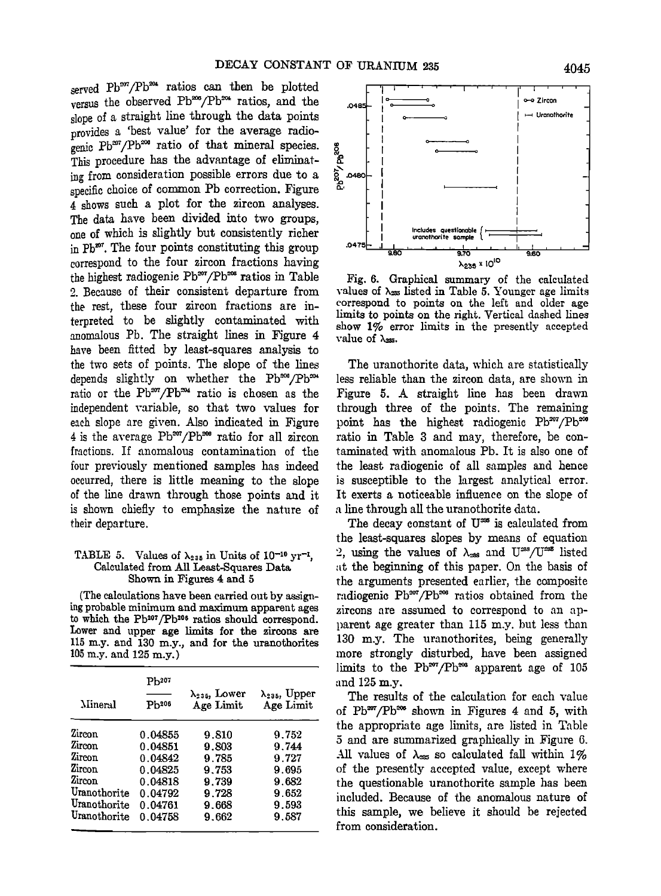served $Pb^{207}/Pb^{204}$ ratios can then be plotted versus the observed $Pb^{206}/Pb^{204}$ ratios, and the slope of a straight line through the data points provides a 'best value' for the average radiogenic $Pb^{207}/Pb^{206}$ ratio of that mineral species. This procedure has the advantage of eliminating from consideration possible errors due to a specific choice of common Pb correction. Figure 4 shows such a plot for the zircon analyses. The data have been divided into two groups, one of which is slightly but consistently richer in $Pb^{207}$. The four points constituting this group correspond to the four zircon fractions having the highest radiogenic $Pb^{207}/Pb^{206}$ ratios in Table 2. Because of their consistent departure from the rest, these four zircon fractions are interpreted to be slightly contaminated with anomalous Pb. The straight lines in Figure 4 have been fitted by least-squares analysis to the two sets of points. The slope of the lines depends slightly on whether the $Pb^{206}/Pb^{204}$ ratio or the $Pb^{207}/Pb^{204}$ ratio is chosen as the independent variable, so that two values for each slope are given. Also indicated in Figure 4 is the average $Pb^{207}/Pb^{206}$ ratio for all zircon fractions. If anomalous contamination of the four previously mentioned samples has indeed occurred, there is little meaning to the slope of the line drawn through those points and it is shown chiefly to emphasize the nature of their departure.

TABLE 5. Values of $\lambda_{235}$ in Units of $10^{-10}$ $yr^{-1}$, Calculated from All Least-Squares Data Shown in Figures 4 and 5

(The calculations have been carried out by assigning probable minimum and maximum apparent ages to which the $Pb^{207}/Pb^{206}$ ratios should correspond. Lower and upper age limits for the zircons are 115 m.y. and 130 m.y., and for the uranothorites 105 m.y. and 125 m.y.)

| Mineral | $Pb^{207}/Pb^{206}$ | $\lambda_{235}$, Lower Age Limit | $\lambda_{235}$, Upper Age Limit |
|---|---|---|---|
| Zircon | 0.04855 | 9.810 | 9.752 |
| Zircon | 0.04851 | 9.803 | 9.744 |
| Zircon | 0.04842 | 9.785 | 9.727 |
| Zircon | 0.04825 | 9.753 | 9.695 |
| Zircon | 0.04818 | 9.739 | 9.682 |
| Uranothorite | 0.04792 | 9.728 | 9.652 |
| Uranothorite | 0.04761 | 9.668 | 9.593 |
| Uranothorite | 0.04758 | 9.662 | 9.587 |

Fig. 6. Graphical summary of the calculated values of $\lambda_{235}$ listed in Table 5. Younger age limits correspond to points on the left and older age limits to points on the right. Vertical dashed lines show 1% error limits in the presently accepted value of $\lambda_{235}$.

The uranothorite data, which are statistically less reliable than the zircon data, are shown in Figure 5. A straight line has been drawn through three of the points. The remaining point has the highest radiogenic $Pb^{207}/Pb^{206}$ ratio in Table 3 and may, therefore, be contaminated with anomalous Pb. It is also one of the least radiogenic of all samples and hence is susceptible to the largest analytical error. It exerts a noticeable influence on the slope of a line through all the uranothorite data.

The decay constant of $U^{235}$ is calculated from the least-squares slopes by means of equation 2, using the values of $\lambda_{238}$ and $U^{238}/U^{235}$ listed at the beginning of this paper. On the basis of the arguments presented earlier, the composite radiogenic $Pb^{207}/Pb^{206}$ ratios obtained from the zircons are assumed to correspond to an apparent age greater than 115 m.y. but less than 130 m.y. The uranothorites, being generally more strongly disturbed, have been assigned limits to the $Pb^{207}/Pb^{206}$ apparent age of 105 and 125 m.y.

The results of the calculation for each value of $Pb^{207}/Pb^{206}$ shown in Figures 4 and 5, with the appropriate age limits, are listed in Table 5 and are summarized graphically in Figure 6. All values of $\lambda_{235}$ so calculated fall within 1% of the presently accepted value, except where the questionable uranothorite sample has been included. Because of the anomalous nature of this sample, we believe it should be rejected from consideration.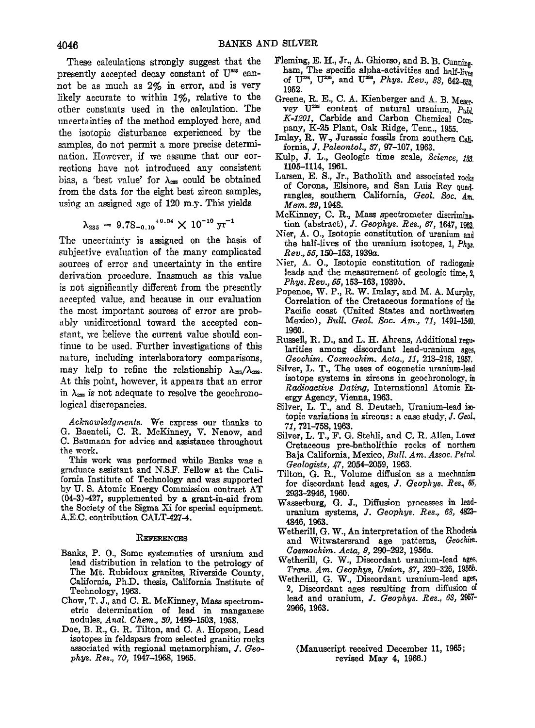These calculations strongly suggest that the presently accepted decay constant of $U^{235}$ cannot be as much as 2% in error, and is very likely accurate to within 1%, relative to the other constants used in the calculation. The uncertainties of the method employed here, and the isotopic disturbance experienced by the samples, do not permit a more precise determination. However, if we assume that our corrections have not introduced any consistent bias, a 'best value' for $\lambda_{235}$ could be obtained from the data for the eight best zircon samples, using an assigned age of 120 m.y. This yields

$$\lambda_{235} = 9.78_{-0.10}^{+0.04} \times 10^{-10} \text{ yr}^{-1}$$

The uncertainty is assigned on the basis of subjective evaluation of the many complicated sources of error and uncertainty in the entire derivation procedure. Inasmuch as this value is not significantly different from the presently accepted value, and because in our evaluation the most important sources of error are probably unidirectional toward the accepted constant, we believe the current value should continue to be used. Further investigations of this nature, including interlaboratory comparisons, may help to refine the relationship $\lambda_{235}/\lambda_{238}$. At this point, however, it appears that an error in $\lambda_{235}$ is not adequate to resolve the geochronological discrepancies.

*Acknowledgments.* We express our thanks to G. Baenteli, C. R. McKinney, V. Nenow, and C. Baumann for advice and assistance throughout the work.

This work was performed while Banks was a graduate assistant and N.S.F. Fellow at the California Institute of Technology and was supported by U. S. Atomic Energy Commission contract AT (04-3)-427, supplemented by a grant-in-aid from the Society of the Sigma Xi for special equipment. A.E.C. contribution CALT-427-4.

## References

Banks, P. O., Some systematics of uranium and lead distribution in relation to the petrology of The Mt. Rubidoux granites, Riverside County, California, Ph.D. thesis, California Institute of Technology, 1963.

Chow, T. J., and C. R. McKinney, Mass spectrometric determination of lead in manganese nodules, *Anal. Chem., 30,* 1499–1503, 1958.

Doe, B. R., G. R. Tilton, and C. A. Hopson, Lead isotopes in feldspars from selected granitic rocks associated with regional metamorphism, *J. Geophys. Res., 70,* 1947–1968, 1965.

Fleming, E. H., Jr., A. Ghiorso, and B. B. Cunningham, The specific alpha-activities and half-lives of $U^{234}$, $U^{235}$, and $U^{236}$, *Phys. Rev., 88,* 642–652, 1952.

Greene, R. E., C. A. Kienberger and A. B. Meservey $U^{235}$ content of natural uranium, *Publ. K-1201,* Carbide and Carbon Chemical Company, K-25 Plant, Oak Ridge, Tenn., 1955.

Imlay, R. W., Jurassic fossils from southern California, *J. Paleontol., 37,* 97–107, 1963.

Kulp, J. L., Geologic time scale, *Science, 133,* 1105–1114, 1961.

Larsen, E. S., Jr., Batholith and associated rocks of Corona, Elsinore, and San Luis Rey quadrangles, southern California, *Geol. Soc. Am. Mem. 29,* 1948.

McKinney, C. R., Mass spectrometer discrimination (abstract), *J. Geophys. Res., 67,* 1647, 1962.

Nier, A. O., Isotopic constitution of uranium and the half-lives of the uranium isotopes, 1, *Phys. Rev., 55,* 150–153, 1939*a*.

Nier, A. O., Isotopic constitution of radiogenic leads and the measurement of geologic time, 2, *Phys. Rev., 55,* 153–163, 1939*b*.

Popenoe, W. P., R. W. Imlay, and M. A. Murphy, Correlation of the Cretaceous formations of the Pacific coast (United States and northwestern Mexico), *Bull. Geol. Soc. Am., 71,* 1491–1540, 1960.

Russell, R. D., and L. H. Ahrens, Additional regularities among discordant lead-uranium ages, *Geochim. Cosmochim. Acta., 11,* 213–218, 1957.

Silver, L. T., The uses of cogenetic uranium-lead isotope systems in zircons in geochronology, in *Radioactive Dating,* International Atomic Energy Agency, Vienna, 1963.

Silver, L. T., and S. Deutsch, Uranium-lead isotopic variations in zircons: a case study, *J. Geol., 71,* 721–758, 1963.

Silver, L. T., F. G. Stehli, and C. R. Allen, Lower Cretaceous pre-batholithic rocks of northern Baja California, Mexico, *Bull. Am. Assoc. Petrol. Geologists, 47,* 2054–2059, 1963.

Tilton, G. R., Volume diffusion as a mechanism for discordant lead ages, *J. Geophys. Res., 65,* 2933–2946, 1960.

Wasserburg, G. J., Diffusion processes in lead-uranium systems, *J. Geophys. Res., 68,* 4823–4846, 1963.

Wetherill, G. W., An interpretation of the Rhodesia and Witwatersrand age patterns, *Geochim. Cosmochim. Acta, 9,* 290–292, 1956*a*.

Wetherill, G. W., Discordant uranium-lead ages, *Trans. Am. Geophys, Union, 37,* 320–326, 1956*b*.

Wetherill, G. W., Discordant uranium-lead ages, 2, Discordant ages resulting from diffusion of lead and uranium, *J. Geophys. Res., 68,* 2957–2966, 1963.

(Manuscript received December 11, 1965; revised May 4, 1966.)